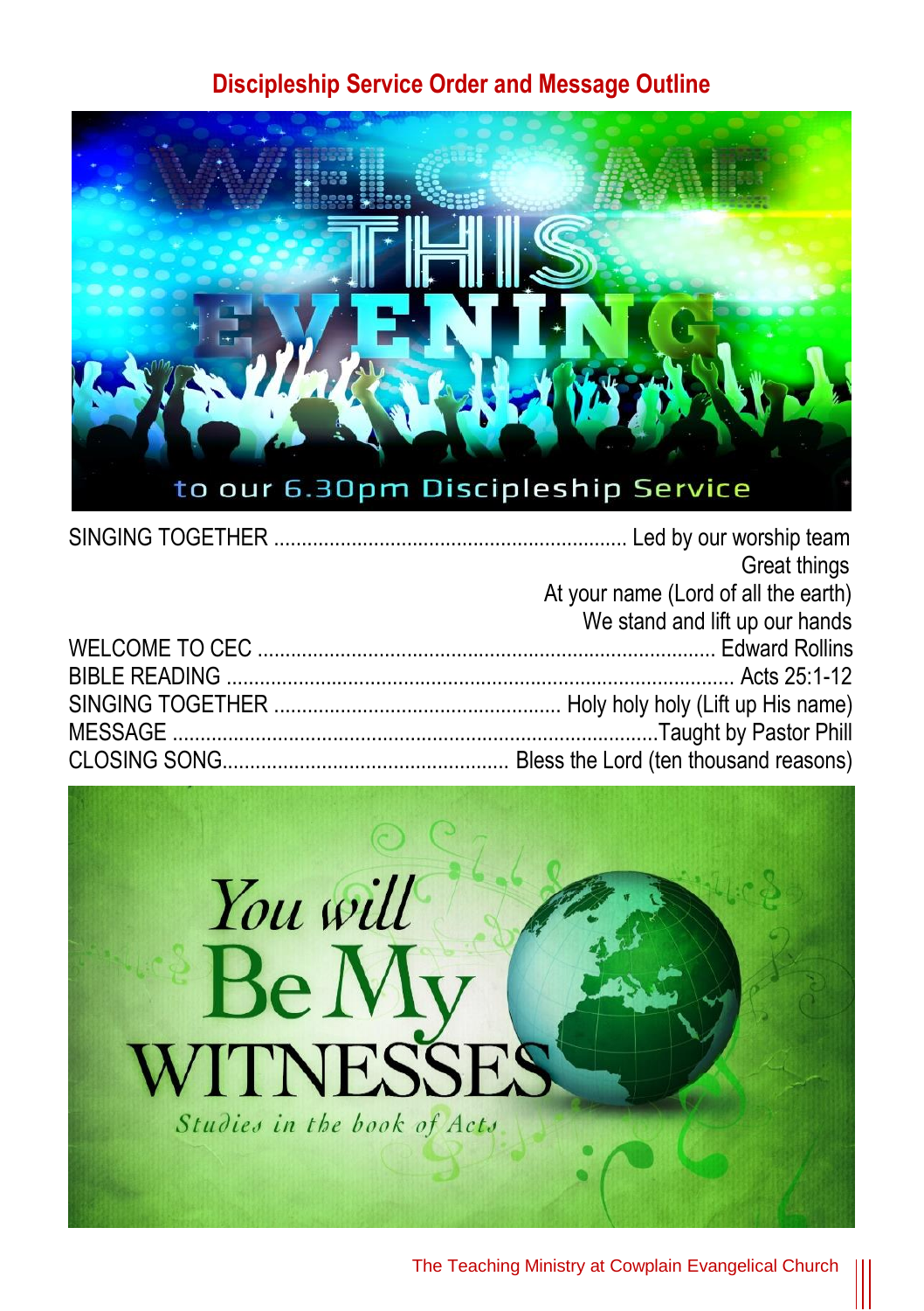# Discipleship Service Order and Message Outline

WELCOME THIS EVENING to our 6.30pm Discipleship Service

SINGING TOGETHER ............ Led by our worship team
Great things
At your name (Lord of all the earth)
We stand and lift up our hands

WELCOME TO CEC ............ Edward Rollins

BIBLE READING ............ Acts 25:1-12

SINGING TOGETHER ............ Holy holy holy (Lift up His name)

MESSAGE ............ Taught by Pastor Phill

CLOSING SONG............ Bless the Lord (ten thousand reasons)

*You will* Be My WITNESSES

*Studies in the book of Acts*

The Teaching Ministry at Cowplain Evangelical Church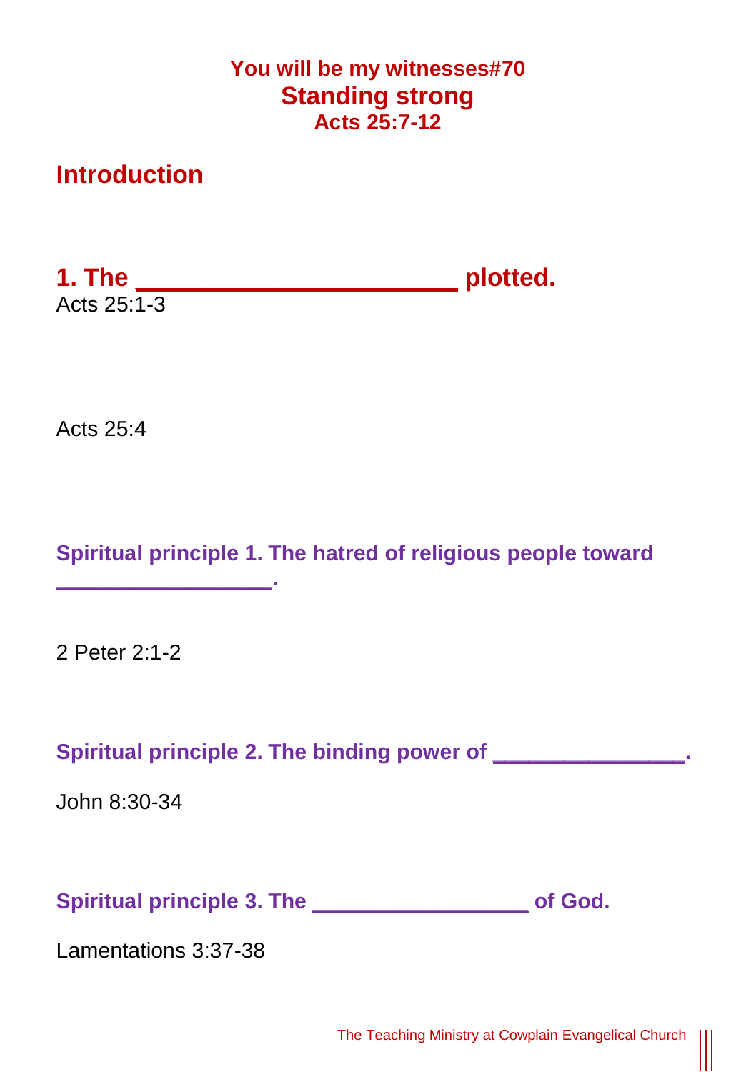**You will be my witnesses#70**

# Standing strong

**Acts 25:7-12**

## Introduction

## 1. The ______________________ plotted.

Acts 25:1-3

Acts 25:4

### Spiritual principle 1. The hatred of religious people toward _______________.

2 Peter 2:1-2

### Spiritual principle 2. The binding power of _____________.

John 8:30-34

### Spiritual principle 3. The _______________ of God.

Lamentations 3:37-38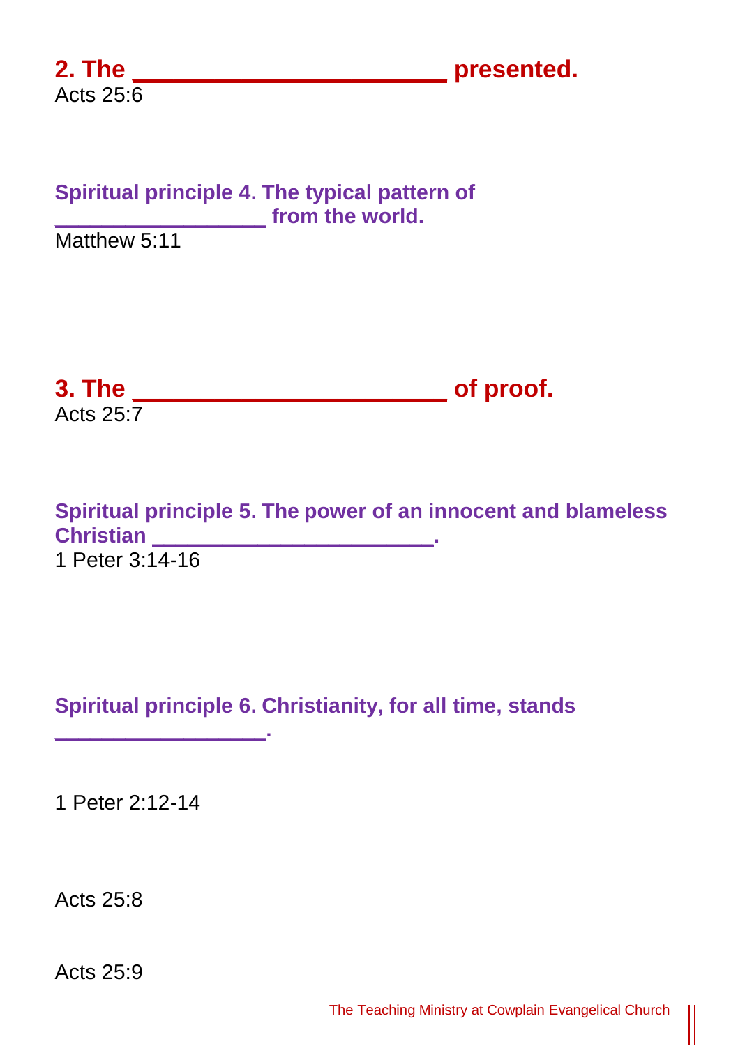**2. The ______________________ presented.**

Acts 25:6

**Spiritual principle 4. The typical pattern of _______________ from the world.**

Matthew 5:11

**3. The ______________________ of proof.**

Acts 25:7

**Spiritual principle 5. The power of an innocent and blameless Christian ____________________.**

1 Peter 3:14-16

**Spiritual principle 6. Christianity, for all time, stands _______________.**

1 Peter 2:12-14

Acts 25:8

Acts 25:9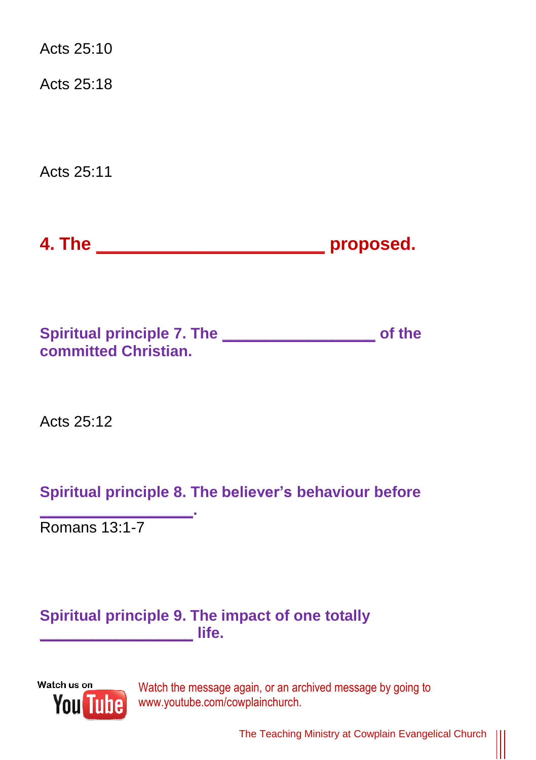Acts 25:10

Acts 25:18

Acts 25:11

## 4. The ________________________ proposed.

### Spiritual principle 7. The ________________ of the committed Christian.

Acts 25:12

### Spiritual principle 8. The believer's behaviour before ________________.

Romans 13:1-7

### Spiritual principle 9. The impact of one totally ________________ life.

Watch us on YouTube

Watch the message again, or an archived message by going to www.youtube.com/cowplainchurch.

The Teaching Ministry at Cowplain Evangelical Church